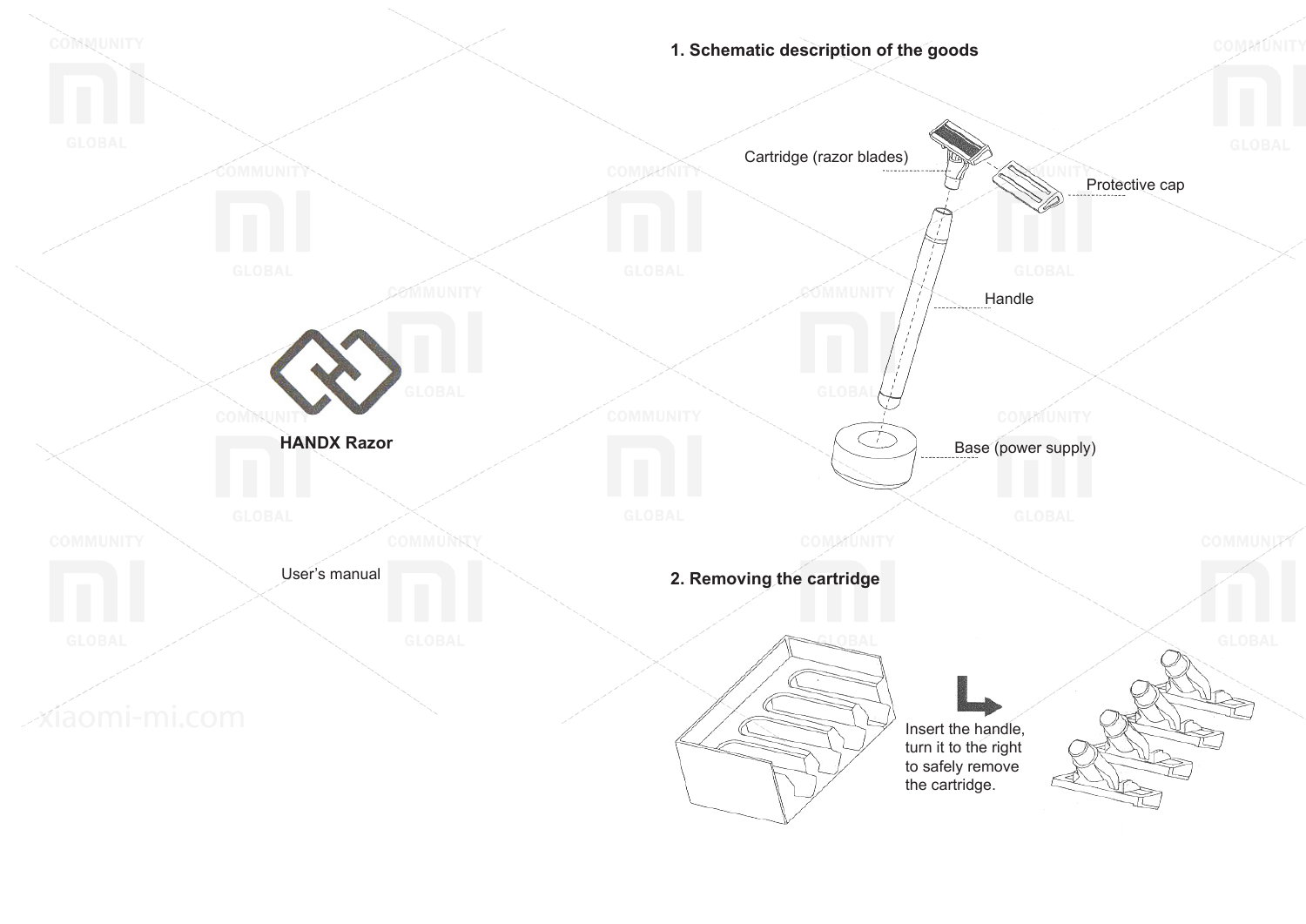**HANDX Razor**

User's manual

## 1. Schematic description of the goods

Cartridge (razor blades)

Protective cap

Handle

Base (power supply)

## 2. Removing the cartridge

Insert the handle, turn it to the right to safely remove the cartridge.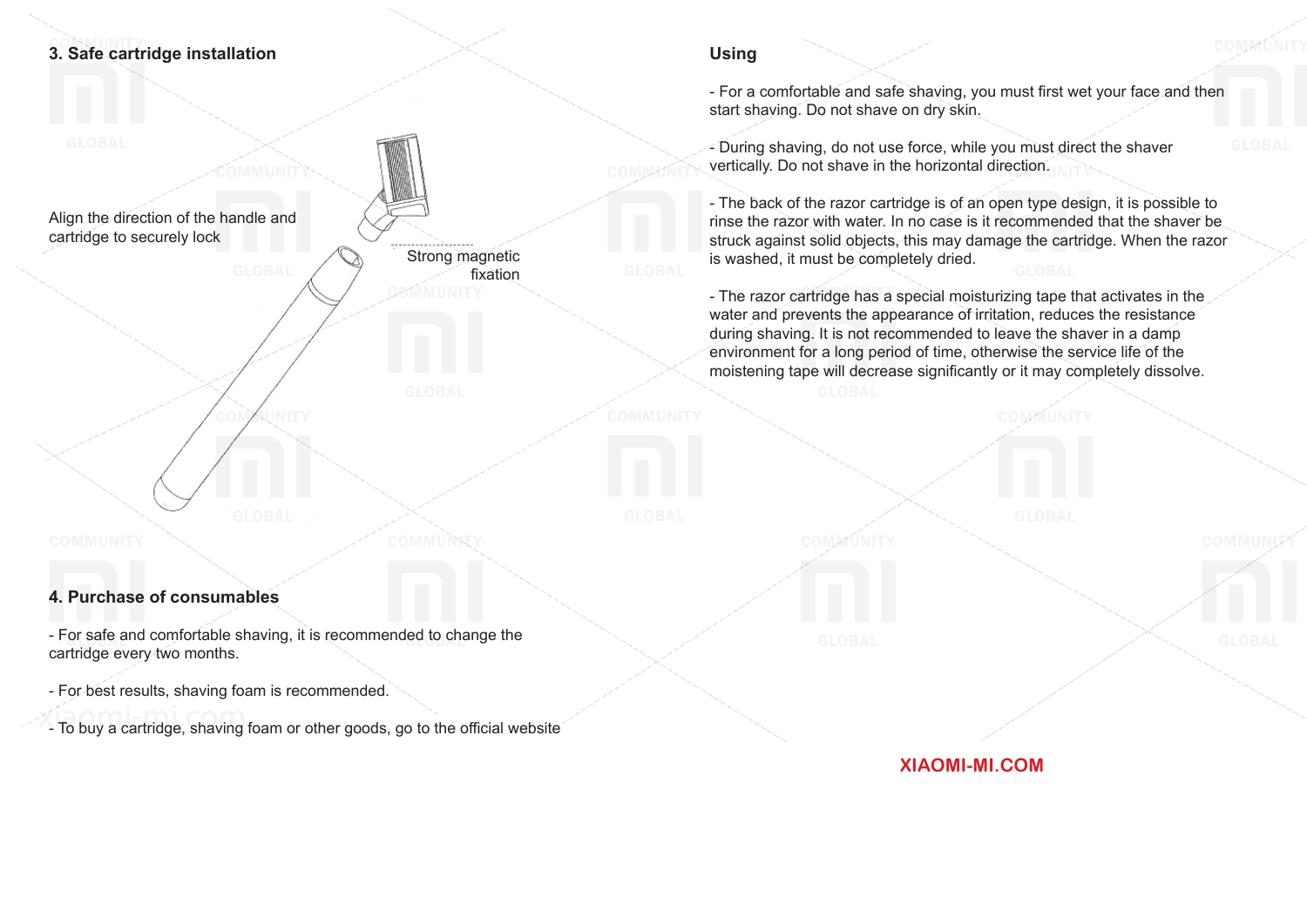### 3. Safe cartridge installation

Align the direction of the handle and cartridge to securely lock

Strong magnetic fixation

### 4. Purchase of consumables

- For safe and comfortable shaving, it is recommended to change the cartridge every two months.

- For best results, shaving foam is recommended.

- To buy a cartridge, shaving foam or other goods, go to the official website

### Using

- For a comfortable and safe shaving, you must first wet your face and then start shaving. Do not shave on dry skin.

- During shaving, do not use force, while you must direct the shaver vertically. Do not shave in the horizontal direction.

- The back of the razor cartridge is of an open type design, it is possible to rinse the razor with water. In no case is it recommended that the shaver be struck against solid objects, this may damage the cartridge. When the razor is washed, it must be completely dried.

- The razor cartridge has a special moisturizing tape that activates in the water and prevents the appearance of irritation, reduces the resistance during shaving. It is not recommended to leave the shaver in a damp environment for a long period of time, otherwise the service life of the moistening tape will decrease significantly or it may completely dissolve.

**XIAOMI-MI.COM**